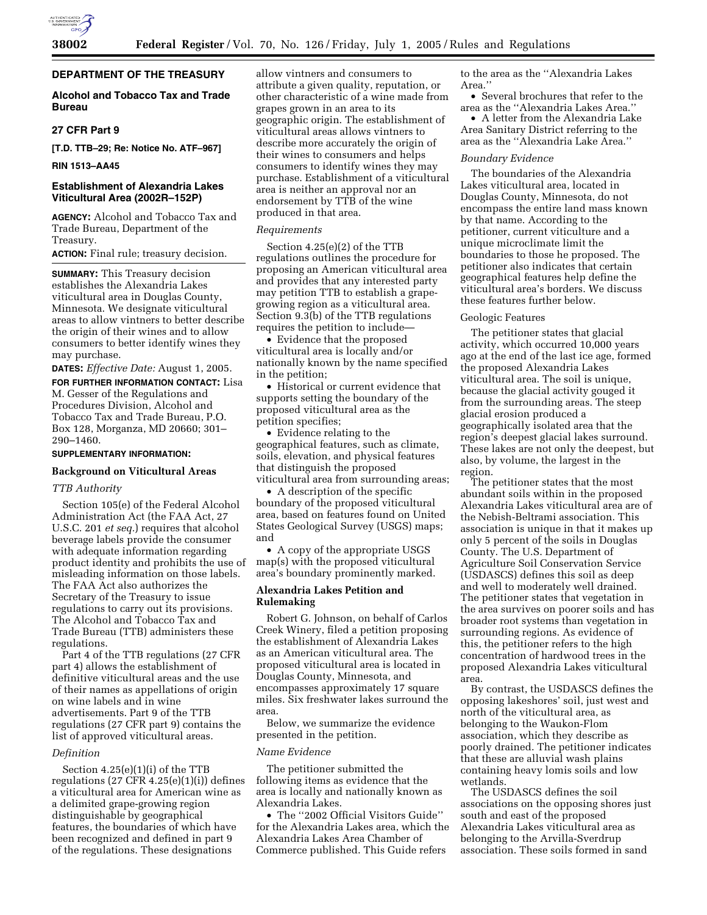## DEPARTMENT OF THE TREASURY

### Alcohol and Tobacco Tax and Trade Bureau

### 27 CFR Part 9

**[T.D. TTB–29; Re: Notice No. ATF–967]**

**RIN 1513–AA45**

### Establishment of Alexandria Lakes Viticultural Area (2002R–152P)

**AGENCY:** Alcohol and Tobacco Tax and Trade Bureau, Department of the Treasury.

**ACTION:** Final rule; treasury decision.

**SUMMARY:** This Treasury decision establishes the Alexandria Lakes viticultural area in Douglas County, Minnesota. We designate viticultural areas to allow vintners to better describe the origin of their wines and to allow consumers to better identify wines they may purchase.

**DATES:** *Effective Date:* August 1, 2005.

**FOR FURTHER INFORMATION CONTACT:** Lisa M. Gesser of the Regulations and Procedures Division, Alcohol and Tobacco Tax and Trade Bureau, P.O. Box 128, Morganza, MD 20660; 301–290–1460.

**SUPPLEMENTARY INFORMATION:**

## Background on Viticultural Areas

*TTB Authority*

Section 105(e) of the Federal Alcohol Administration Act (the FAA Act, 27 U.S.C. 201 *et seq.*) requires that alcohol beverage labels provide the consumer with adequate information regarding product identity and prohibits the use of misleading information on those labels. The FAA Act also authorizes the Secretary of the Treasury to issue regulations to carry out its provisions. The Alcohol and Tobacco Tax and Trade Bureau (TTB) administers these regulations.

Part 4 of the TTB regulations (27 CFR part 4) allows the establishment of definitive viticultural areas and the use of their names as appellations of origin on wine labels and in wine advertisements. Part 9 of the TTB regulations (27 CFR part 9) contains the list of approved viticultural areas.

*Definition*

Section 4.25(e)(1)(i) of the TTB regulations (27 CFR 4.25(e)(1)(i)) defines a viticultural area for American wine as a delimited grape-growing region distinguishable by geographical features, the boundaries of which have been recognized and defined in part 9 of the regulations. These designations allow vintners and consumers to attribute a given quality, reputation, or other characteristic of a wine made from grapes grown in an area to its geographic origin. The establishment of viticultural areas allows vintners to describe more accurately the origin of their wines to consumers and helps consumers to identify wines they may purchase. Establishment of a viticultural area is neither an approval nor an endorsement by TTB of the wine produced in that area.

*Requirements*

Section 4.25(e)(2) of the TTB regulations outlines the procedure for proposing an American viticultural area and provides that any interested party may petition TTB to establish a grape-growing region as a viticultural area. Section 9.3(b) of the TTB regulations requires the petition to include—

- Evidence that the proposed viticultural area is locally and/or nationally known by the name specified in the petition;
- Historical or current evidence that supports setting the boundary of the proposed viticultural area as the petition specifies;
- Evidence relating to the geographical features, such as climate, soils, elevation, and physical features that distinguish the proposed viticultural area from surrounding areas;
- A description of the specific boundary of the proposed viticultural area, based on features found on United States Geological Survey (USGS) maps; and
- A copy of the appropriate USGS map(s) with the proposed viticultural area's boundary prominently marked.

## Alexandria Lakes Petition and Rulemaking

Robert G. Johnson, on behalf of Carlos Creek Winery, filed a petition proposing the establishment of Alexandria Lakes as an American viticultural area. The proposed viticultural area is located in Douglas County, Minnesota, and encompasses approximately 17 square miles. Six freshwater lakes surround the area.

Below, we summarize the evidence presented in the petition.

*Name Evidence*

The petitioner submitted the following items as evidence that the area is locally and nationally known as Alexandria Lakes.

- The ''2002 Official Visitors Guide'' for the Alexandria Lakes area, which the Alexandria Lakes Area Chamber of Commerce published. This Guide refers to the area as the ''Alexandria Lakes Area.''
- Several brochures that refer to the area as the ''Alexandria Lakes Area.''
- A letter from the Alexandria Lake Area Sanitary District referring to the area as the ''Alexandria Lake Area.''

*Boundary Evidence*

The boundaries of the Alexandria Lakes viticultural area, located in Douglas County, Minnesota, do not encompass the entire land mass known by that name. According to the petitioner, current viticulture and a unique microclimate limit the boundaries to those he proposed. The petitioner also indicates that certain geographical features help define the viticultural area's borders. We discuss these features further below.

Geologic Features

The petitioner states that glacial activity, which occurred 10,000 years ago at the end of the last ice age, formed the proposed Alexandria Lakes viticultural area. The soil is unique, because the glacial activity gouged it from the surrounding areas. The steep glacial erosion produced a geographically isolated area that the region's deepest glacial lakes surround. These lakes are not only the deepest, but also, by volume, the largest in the region.

The petitioner states that the most abundant soils within in the proposed Alexandria Lakes viticultural area are of the Nebish-Beltrami association. This association is unique in that it makes up only 5 percent of the soils in Douglas County. The U.S. Department of Agriculture Soil Conservation Service (USDASCS) defines this soil as deep and well to moderately well drained. The petitioner states that vegetation in the area survives on poorer soils and has broader root systems than vegetation in surrounding regions. As evidence of this, the petitioner refers to the high concentration of hardwood trees in the proposed Alexandria Lakes viticultural area.

By contrast, the USDASCS defines the opposing lakeshores' soil, just west and north of the viticultural area, as belonging to the Waukon-Flom association, which they describe as poorly drained. The petitioner indicates that these are alluvial wash plains containing heavy lomis soils and low wetlands.

The USDASCS defines the soil associations on the opposing shores just south and east of the proposed Alexandria Lakes viticultural area as belonging to the Arvilla-Sverdrup association. These soils formed in sand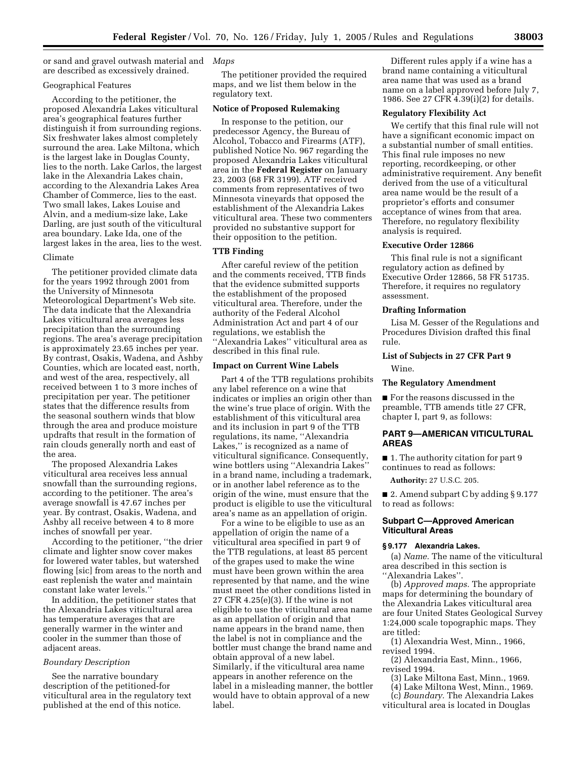or sand and gravel outwash material and are described as excessively drained.

Geographical Features

According to the petitioner, the proposed Alexandria Lakes viticultural area's geographical features further distinguish it from surrounding regions. Six freshwater lakes almost completely surround the area. Lake Miltona, which is the largest lake in Douglas County, lies to the north. Lake Carlos, the largest lake in the Alexandria Lakes chain, according to the Alexandria Lakes Area Chamber of Commerce, lies to the east. Two small lakes, Lakes Louise and Alvin, and a medium-size lake, Lake Darling, are just south of the viticultural area boundary. Lake Ida, one of the largest lakes in the area, lies to the west.

Climate

The petitioner provided climate data for the years 1992 through 2001 from the University of Minnesota Meteorological Department's Web site. The data indicate that the Alexandria Lakes viticultural area averages less precipitation than the surrounding regions. The area's average precipitation is approximately 23.65 inches per year. By contrast, Osakis, Wadena, and Ashby Counties, which are located east, north, and west of the area, respectively, all received between 1 to 3 more inches of precipitation per year. The petitioner states that the difference results from the seasonal southern winds that blow through the area and produce moisture updrafts that result in the formation of rain clouds generally north and east of the area.

The proposed Alexandria Lakes viticultural area receives less annual snowfall than the surrounding regions, according to the petitioner. The area's average snowfall is 47.67 inches per year. By contrast, Osakis, Wadena, and Ashby all receive between 4 to 8 more inches of snowfall per year.

According to the petitioner, ''the drier climate and lighter snow cover makes for lowered water tables, but watershed flowing [sic] from areas to the north and east replenish the water and maintain constant lake water levels.''

In addition, the petitioner states that the Alexandria Lakes viticultural area has temperature averages that are generally warmer in the winter and cooler in the summer than those of adjacent areas.

*Boundary Description*

See the narrative boundary description of the petitioned-for viticultural area in the regulatory text published at the end of this notice.

*Maps*

The petitioner provided the required maps, and we list them below in the regulatory text.

**Notice of Proposed Rulemaking**

In response to the petition, our predecessor Agency, the Bureau of Alcohol, Tobacco and Firearms (ATF), published Notice No. 967 regarding the proposed Alexandria Lakes viticultural area in the **Federal Register** on January 23, 2003 (68 FR 3199). ATF received comments from representatives of two Minnesota vineyards that opposed the establishment of the Alexandria Lakes viticultural area. These two commenters provided no substantive support for their opposition to the petition.

**TTB Finding**

After careful review of the petition and the comments received, TTB finds that the evidence submitted supports the establishment of the proposed viticultural area. Therefore, under the authority of the Federal Alcohol Administration Act and part 4 of our regulations, we establish the ''Alexandria Lakes'' viticultural area as described in this final rule.

**Impact on Current Wine Labels**

Part 4 of the TTB regulations prohibits any label reference on a wine that indicates or implies an origin other than the wine's true place of origin. With the establishment of this viticultural area and its inclusion in part 9 of the TTB regulations, its name, ''Alexandria Lakes,'' is recognized as a name of viticultural significance. Consequently, wine bottlers using ''Alexandria Lakes'' in a brand name, including a trademark, or in another label reference as to the origin of the wine, must ensure that the product is eligible to use the viticultural area's name as an appellation of origin.

For a wine to be eligible to use as an appellation of origin the name of a viticultural area specified in part 9 of the TTB regulations, at least 85 percent of the grapes used to make the wine must have been grown within the area represented by that name, and the wine must meet the other conditions listed in 27 CFR 4.25(e)(3). If the wine is not eligible to use the viticultural area name as an appellation of origin and that name appears in the brand name, then the label is not in compliance and the bottler must change the brand name and obtain approval of a new label. Similarly, if the viticultural area name appears in another reference on the label in a misleading manner, the bottler would have to obtain approval of a new label.

Different rules apply if a wine has a brand name containing a viticultural area name that was used as a brand name on a label approved before July 7, 1986. See 27 CFR 4.39(i)(2) for details.

**Regulatory Flexibility Act**

We certify that this final rule will not have a significant economic impact on a substantial number of small entities. This final rule imposes no new reporting, recordkeeping, or other administrative requirement. Any benefit derived from the use of a viticultural area name would be the result of a proprietor's efforts and consumer acceptance of wines from that area. Therefore, no regulatory flexibility analysis is required.

**Executive Order 12866**

This final rule is not a significant regulatory action as defined by Executive Order 12866, 58 FR 51735. Therefore, it requires no regulatory assessment.

**Drafting Information**

Lisa M. Gesser of the Regulations and Procedures Division drafted this final rule.

**List of Subjects in 27 CFR Part 9**

Wine.

**The Regulatory Amendment**

■ For the reasons discussed in the preamble, TTB amends title 27 CFR, chapter I, part 9, as follows:

## PART 9—AMERICAN VITICULTURAL AREAS

■ 1. The authority citation for part 9 continues to read as follows:

**Authority:** 27 U.S.C. 205.

■ 2. Amend subpart C by adding § 9.177 to read as follows:

### Subpart C—Approved American Viticultural Areas

**§ 9.177 Alexandria Lakes.**

(a) *Name.* The name of the viticultural area described in this section is ''Alexandria Lakes''.

(b) *Approved maps.* The appropriate maps for determining the boundary of the Alexandria Lakes viticultural area are four United States Geological Survey 1:24,000 scale topographic maps. They are titled:

(1) Alexandria West, Minn., 1966, revised 1994.

(2) Alexandria East, Minn., 1966, revised 1994.

(3) Lake Miltona East, Minn., 1969.

(4) Lake Miltona West, Minn., 1969.

(c) *Boundary.* The Alexandria Lakes viticultural area is located in Douglas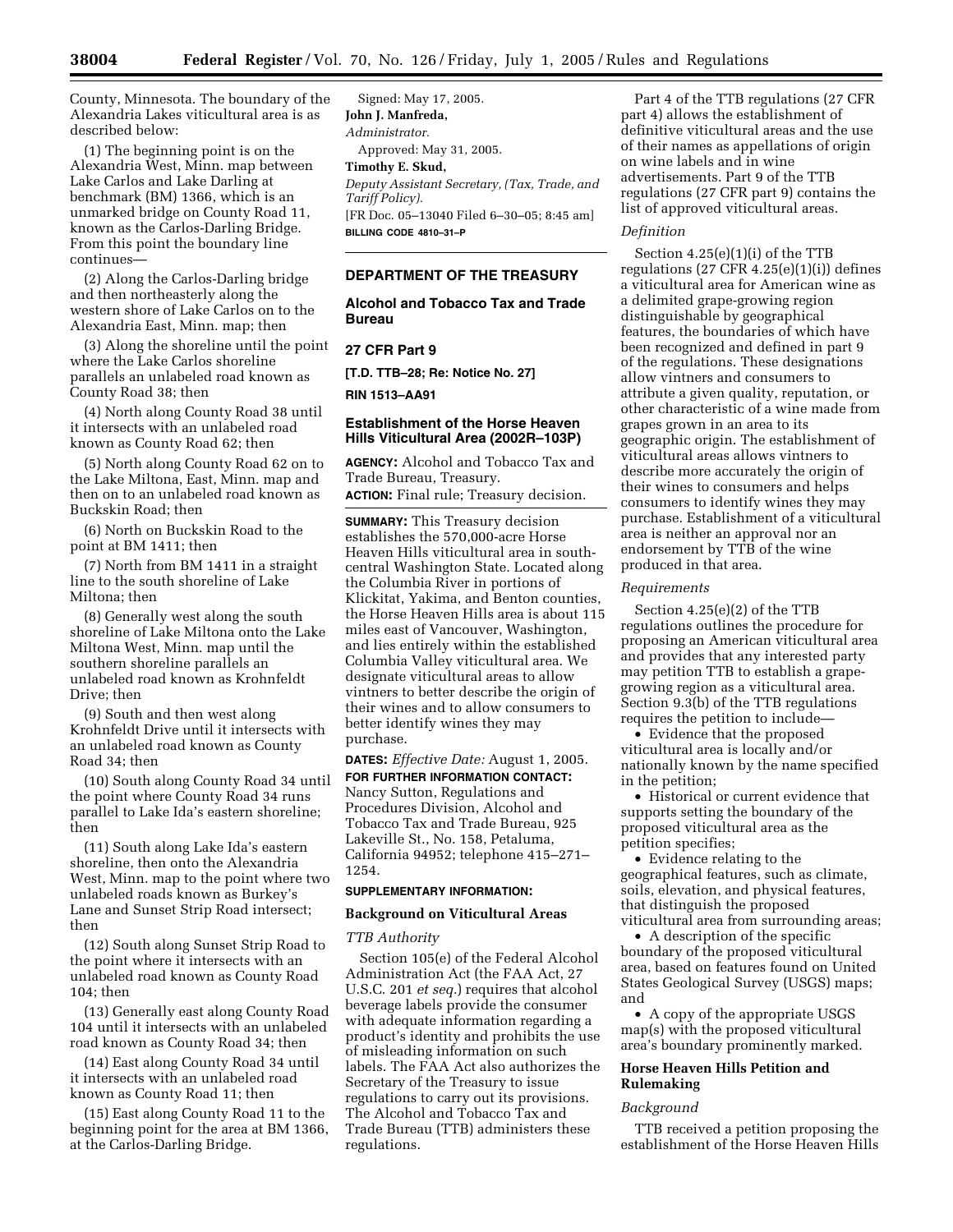County, Minnesota. The boundary of the Alexandria Lakes viticultural area is as described below:

(1) The beginning point is on the Alexandria West, Minn. map between Lake Carlos and Lake Darling at benchmark (BM) 1366, which is an unmarked bridge on County Road 11, known as the Carlos-Darling Bridge. From this point the boundary line continues—

(2) Along the Carlos-Darling bridge and then northeasterly along the western shore of Lake Carlos on to the Alexandria East, Minn. map; then

(3) Along the shoreline until the point where the Lake Carlos shoreline parallels an unlabeled road known as County Road 38; then

(4) North along County Road 38 until it intersects with an unlabeled road known as County Road 62; then

(5) North along County Road 62 on to the Lake Miltona, East, Minn. map and then on to an unlabeled road known as Buckskin Road; then

(6) North on Buckskin Road to the point at BM 1411; then

(7) North from BM 1411 in a straight line to the south shoreline of Lake Miltona; then

(8) Generally west along the south shoreline of Lake Miltona onto the Lake Miltona West, Minn. map until the southern shoreline parallels an unlabeled road known as Krohnfeldt Drive; then

(9) South and then west along Krohnfeldt Drive until it intersects with an unlabeled road known as County Road 34; then

(10) South along County Road 34 until the point where County Road 34 runs parallel to Lake Ida's eastern shoreline; then

(11) South along Lake Ida's eastern shoreline, then onto the Alexandria West, Minn. map to the point where two unlabeled roads known as Burkey's Lane and Sunset Strip Road intersect; then

(12) South along Sunset Strip Road to the point where it intersects with an unlabeled road known as County Road 104; then

(13) Generally east along County Road 104 until it intersects with an unlabeled road known as County Road 34; then

(14) East along County Road 34 until it intersects with an unlabeled road known as County Road 11; then

(15) East along County Road 11 to the beginning point for the area at BM 1366, at the Carlos-Darling Bridge.

Signed: May 17, 2005.

**John J. Manfreda,**

*Administrator.*

Approved: May 31, 2005.

**Timothy E. Skud,**

*Deputy Assistant Secretary, (Tax, Trade, and Tariff Policy).*

[FR Doc. 05–13040 Filed 6–30–05; 8:45 am]

**BILLING CODE 4810–31–P**

---

## DEPARTMENT OF THE TREASURY

## Alcohol and Tobacco Tax and Trade Bureau

## 27 CFR Part 9

**[T.D. TTB–28; Re: Notice No. 27]**

**RIN 1513–AA91**

## Establishment of the Horse Heaven Hills Viticultural Area (2002R–103P)

**AGENCY:** Alcohol and Tobacco Tax and Trade Bureau, Treasury.

**ACTION:** Final rule; Treasury decision.

**SUMMARY:** This Treasury decision establishes the 570,000-acre Horse Heaven Hills viticultural area in south-central Washington State. Located along the Columbia River in portions of Klickitat, Yakima, and Benton counties, the Horse Heaven Hills area is about 115 miles east of Vancouver, Washington, and lies entirely within the established Columbia Valley viticultural area. We designate viticultural areas to allow vintners to better describe the origin of their wines and to allow consumers to better identify wines they may purchase.

**DATES:** *Effective Date:* August 1, 2005.

**FOR FURTHER INFORMATION CONTACT:** Nancy Sutton, Regulations and Procedures Division, Alcohol and Tobacco Tax and Trade Bureau, 925 Lakeville St., No. 158, Petaluma, California 94952; telephone 415–271–1254.

**SUPPLEMENTARY INFORMATION:**

### Background on Viticultural Areas

*TTB Authority*

Section 105(e) of the Federal Alcohol Administration Act (the FAA Act, 27 U.S.C. 201 *et seq.*) requires that alcohol beverage labels provide the consumer with adequate information regarding a product's identity and prohibits the use of misleading information on such labels. The FAA Act also authorizes the Secretary of the Treasury to issue regulations to carry out its provisions. The Alcohol and Tobacco Tax and Trade Bureau (TTB) administers these regulations.

Part 4 of the TTB regulations (27 CFR part 4) allows the establishment of definitive viticultural areas and the use of their names as appellations of origin on wine labels and in wine advertisements. Part 9 of the TTB regulations (27 CFR part 9) contains the list of approved viticultural areas.

*Definition*

Section 4.25(e)(1)(i) of the TTB regulations (27 CFR 4.25(e)(1)(i)) defines a viticultural area for American wine as a delimited grape-growing region distinguishable by geographical features, the boundaries of which have been recognized and defined in part 9 of the regulations. These designations allow vintners and consumers to attribute a given quality, reputation, or other characteristic of a wine made from grapes grown in an area to its geographic origin. The establishment of viticultural areas allows vintners to describe more accurately the origin of their wines to consumers and helps consumers to identify wines they may purchase. Establishment of a viticultural area is neither an approval nor an endorsement by TTB of the wine produced in that area.

*Requirements*

Section 4.25(e)(2) of the TTB regulations outlines the procedure for proposing an American viticultural area and provides that any interested party may petition TTB to establish a grape-growing region as a viticultural area. Section 9.3(b) of the TTB regulations requires the petition to include—

- Evidence that the proposed viticultural area is locally and/or nationally known by the name specified in the petition;
- Historical or current evidence that supports setting the boundary of the proposed viticultural area as the petition specifies;
- Evidence relating to the geographical features, such as climate, soils, elevation, and physical features, that distinguish the proposed viticultural area from surrounding areas;
- A description of the specific boundary of the proposed viticultural area, based on features found on United States Geological Survey (USGS) maps; and
- A copy of the appropriate USGS map(s) with the proposed viticultural area's boundary prominently marked.

### Horse Heaven Hills Petition and Rulemaking

*Background*

TTB received a petition proposing the establishment of the Horse Heaven Hills